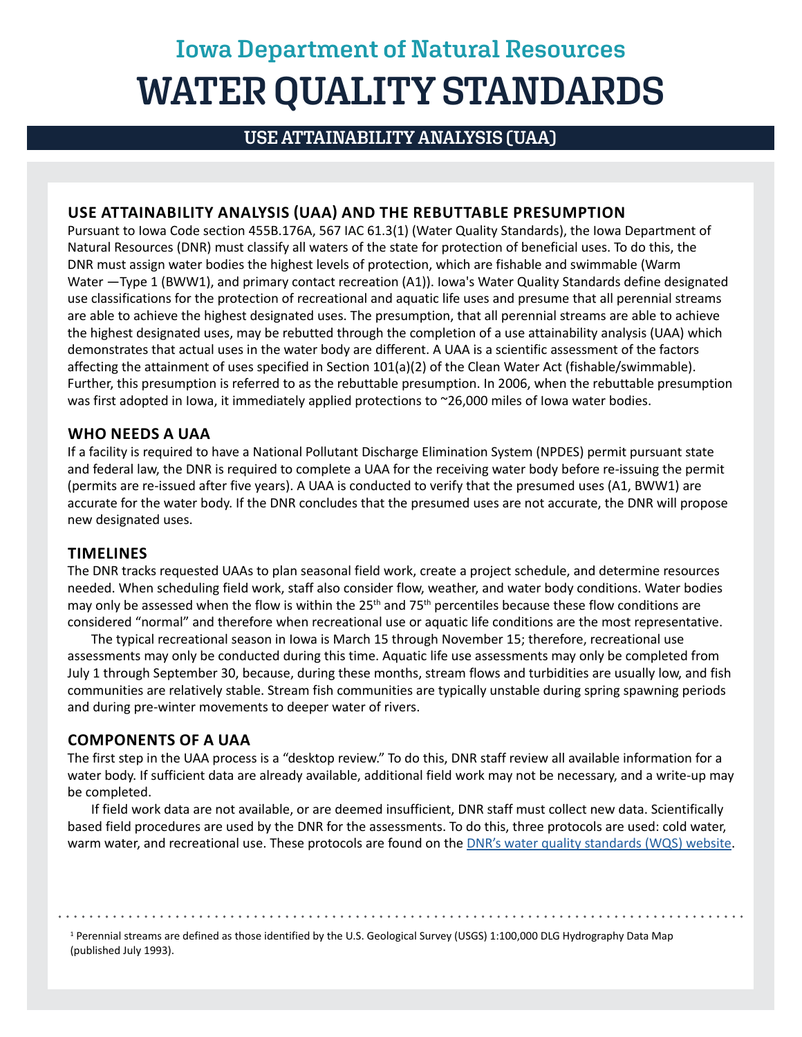# Iowa Department of Natural Resources

# WATER QUALITY STANDARDS

## USE ATTAINABILITY ANALYSIS (UAA)

### USE ATTAINABILITY ANALYSIS (UAA) AND THE REBUTTABLE PRESUMPTION

Pursuant to Iowa Code section 455B.176A, 567 IAC 61.3(1) (Water Quality Standards), the Iowa Department of Natural Resources (DNR) must classify all waters of the state for protection of beneficial uses. To do this, the DNR must assign water bodies the highest levels of protection, which are fishable and swimmable (Warm Water —Type 1 (BWW1), and primary contact recreation (A1)). Iowa's Water Quality Standards define designated use classifications for the protection of recreational and aquatic life uses and presume that all perennial streams are able to achieve the highest designated uses. The presumption, that all perennial streams are able to achieve the highest designated uses, may be rebutted through the completion of a use attainability analysis (UAA) which demonstrates that actual uses in the water body are different. A UAA is a scientific assessment of the factors affecting the attainment of uses specified in Section 101(a)(2) of the Clean Water Act (fishable/swimmable). Further, this presumption is referred to as the rebuttable presumption. In 2006, when the rebuttable presumption was first adopted in Iowa, it immediately applied protections to ~26,000 miles of Iowa water bodies.

### WHO NEEDS A UAA

If a facility is required to have a National Pollutant Discharge Elimination System (NPDES) permit pursuant state and federal law, the DNR is required to complete a UAA for the receiving water body before re-issuing the permit (permits are re-issued after five years). A UAA is conducted to verify that the presumed uses (A1, BWW1) are accurate for the water body. If the DNR concludes that the presumed uses are not accurate, the DNR will propose new designated uses.

### TIMELINES

The DNR tracks requested UAAs to plan seasonal field work, create a project schedule, and determine resources needed. When scheduling field work, staff also consider flow, weather, and water body conditions. Water bodies may only be assessed when the flow is within the 25th and 75th percentiles because these flow conditions are considered "normal" and therefore when recreational use or aquatic life conditions are the most representative.

The typical recreational season in Iowa is March 15 through November 15; therefore, recreational use assessments may only be conducted during this time. Aquatic life use assessments may only be completed from July 1 through September 30, because, during these months, stream flows and turbidities are usually low, and fish communities are relatively stable. Stream fish communities are typically unstable during spring spawning periods and during pre-winter movements to deeper water of rivers.

### COMPONENTS OF A UAA

The first step in the UAA process is a "desktop review." To do this, DNR staff review all available information for a water body. If sufficient data are already available, additional field work may not be necessary, and a write-up may be completed.

If field work data are not available, or are deemed insufficient, DNR staff must collect new data. Scientifically based field procedures are used by the DNR for the assessments. To do this, three protocols are used: cold water, warm water, and recreational use. These protocols are found on the [DNR's water quality standards (WQS) website](DNR's water quality standards (WQS) website).

---

[1] Perennial streams are defined as those identified by the U.S. Geological Survey (USGS) 1:100,000 DLG Hydrography Data Map (published July 1993).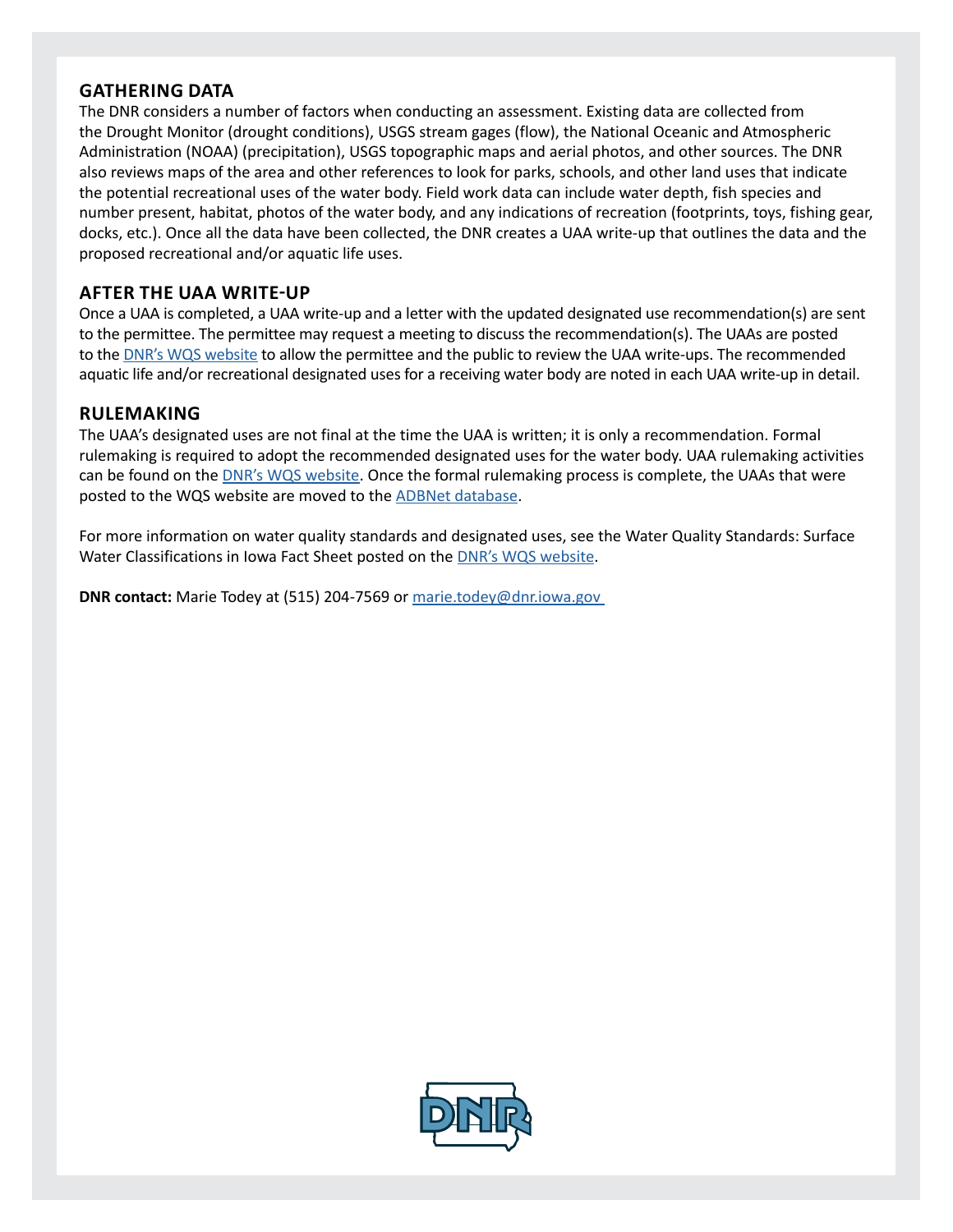## GATHERING DATA

The DNR considers a number of factors when conducting an assessment. Existing data are collected from the Drought Monitor (drought conditions), USGS stream gages (flow), the National Oceanic and Atmospheric Administration (NOAA) (precipitation), USGS topographic maps and aerial photos, and other sources. The DNR also reviews maps of the area and other references to look for parks, schools, and other land uses that indicate the potential recreational uses of the water body. Field work data can include water depth, fish species and number present, habitat, photos of the water body, and any indications of recreation (footprints, toys, fishing gear, docks, etc.). Once all the data have been collected, the DNR creates a UAA write-up that outlines the data and the proposed recreational and/or aquatic life uses.

## AFTER THE UAA WRITE-UP

Once a UAA is completed, a UAA write-up and a letter with the updated designated use recommendation(s) are sent to the permittee. The permittee may request a meeting to discuss the recommendation(s). The UAAs are posted to the [DNR's WQS website](#) to allow the permittee and the public to review the UAA write-ups. The recommended aquatic life and/or recreational designated uses for a receiving water body are noted in each UAA write-up in detail.

## RULEMAKING

The UAA's designated uses are not final at the time the UAA is written; it is only a recommendation. Formal rulemaking is required to adopt the recommended designated uses for the water body. UAA rulemaking activities can be found on the [DNR's WQS website](#). Once the formal rulemaking process is complete, the UAAs that were posted to the WQS website are moved to the [ADBNet database](#).

For more information on water quality standards and designated uses, see the Water Quality Standards: Surface Water Classifications in Iowa Fact Sheet posted on the [DNR's WQS website](#).

**DNR contact:** Marie Todey at (515) 204-7569 or [marie.todey@dnr.iowa.gov](mailto:marie.todey@dnr.iowa.gov)